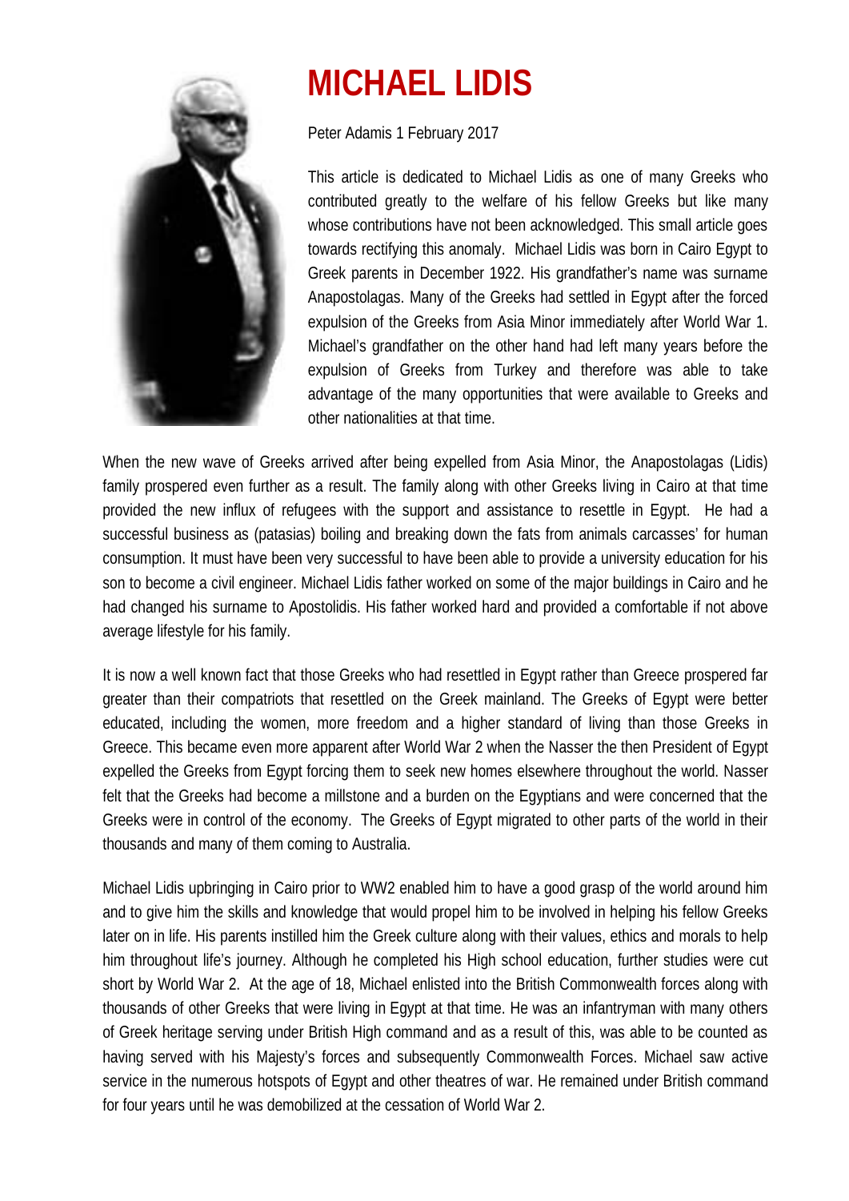# MICHAEL LIDIS

Peter Adamis 1 February 2017

This article is dedicated to Michael Lidis as one of many Greeks who contributed greatly to the welfare of his fellow Greeks but like many whose contributions have not been acknowledged. This small article goes towards rectifying this anomaly. Michael Lidis was born in Cairo Egypt to Greek parents in December 1922. His grandfather's name was surname Anapostolagas. Many of the Greeks had settled in Egypt after the forced expulsion of the Greeks from Asia Minor immediately after World War 1. Michael's grandfather on the other hand had left many years before the expulsion of Greeks from Turkey and therefore was able to take advantage of the many opportunities that were available to Greeks and other nationalities at that time.

When the new wave of Greeks arrived after being expelled from Asia Minor, the Anapostolagas (Lidis) family prospered even further as a result. The family along with other Greeks living in Cairo at that time provided the new influx of refugees with the support and assistance to resettle in Egypt. He had a successful business as (patasias) boiling and breaking down the fats from animals carcasses' for human consumption. It must have been very successful to have been able to provide a university education for his son to become a civil engineer. Michael Lidis father worked on some of the major buildings in Cairo and he had changed his surname to Apostolidis. His father worked hard and provided a comfortable if not above average lifestyle for his family.

It is now a well known fact that those Greeks who had resettled in Egypt rather than Greece prospered far greater than their compatriots that resettled on the Greek mainland. The Greeks of Egypt were better educated, including the women, more freedom and a higher standard of living than those Greeks in Greece. This became even more apparent after World War 2 when the Nasser the then President of Egypt expelled the Greeks from Egypt forcing them to seek new homes elsewhere throughout the world. Nasser felt that the Greeks had become a millstone and a burden on the Egyptians and were concerned that the Greeks were in control of the economy. The Greeks of Egypt migrated to other parts of the world in their thousands and many of them coming to Australia.

Michael Lidis upbringing in Cairo prior to WW2 enabled him to have a good grasp of the world around him and to give him the skills and knowledge that would propel him to be involved in helping his fellow Greeks later on in life. His parents instilled him the Greek culture along with their values, ethics and morals to help him throughout life's journey. Although he completed his High school education, further studies were cut short by World War 2. At the age of 18, Michael enlisted into the British Commonwealth forces along with thousands of other Greeks that were living in Egypt at that time. He was an infantryman with many others of Greek heritage serving under British High command and as a result of this, was able to be counted as having served with his Majesty's forces and subsequently Commonwealth Forces. Michael saw active service in the numerous hotspots of Egypt and other theatres of war. He remained under British command for four years until he was demobilized at the cessation of World War 2.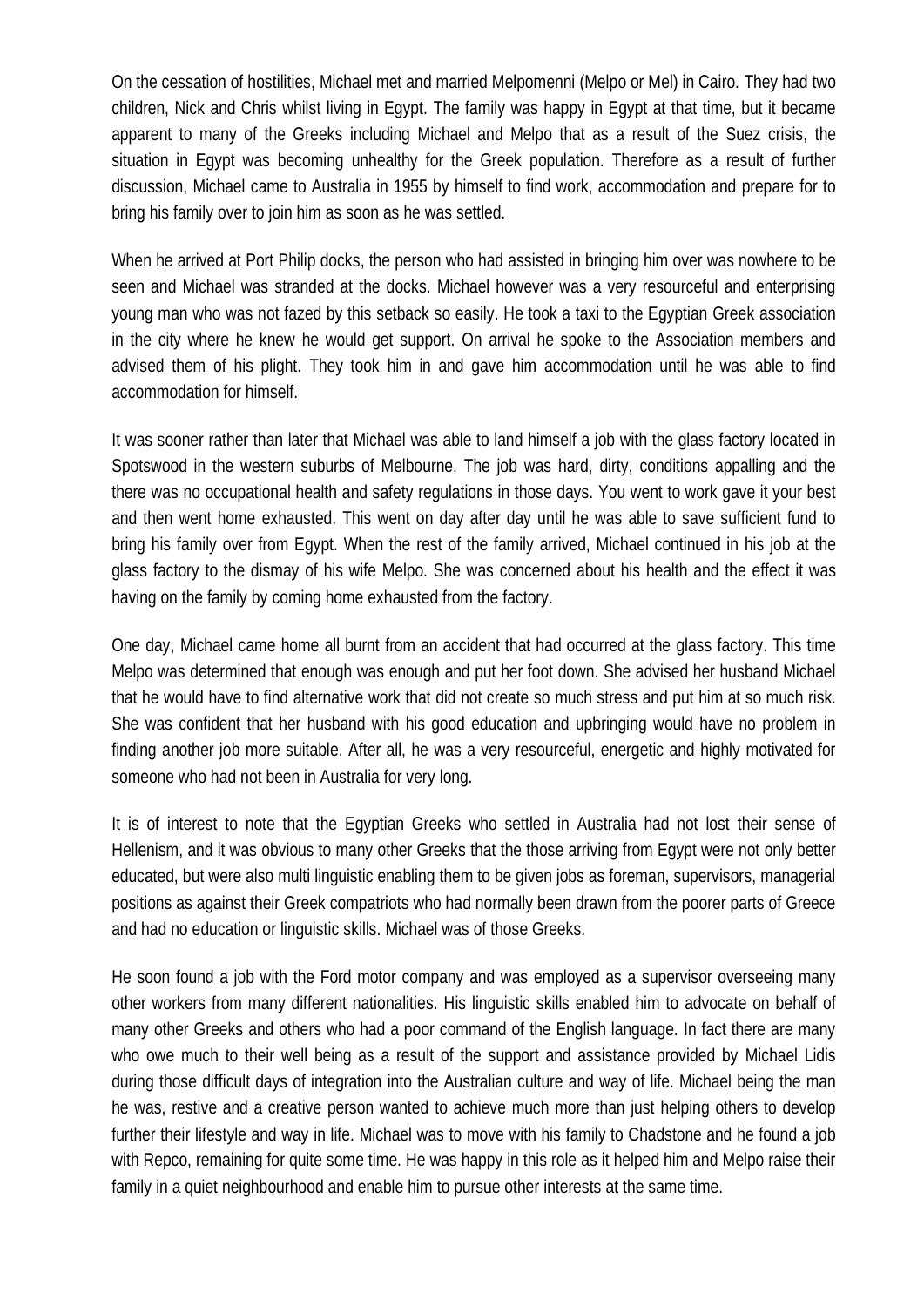On the cessation of hostilities, Michael met and married Melpomenni (Melpo or Mel) in Cairo. They had two children, Nick and Chris whilst living in Egypt. The family was happy in Egypt at that time, but it became apparent to many of the Greeks including Michael and Melpo that as a result of the Suez crisis, the situation in Egypt was becoming unhealthy for the Greek population. Therefore as a result of further discussion, Michael came to Australia in 1955 by himself to find work, accommodation and prepare for to bring his family over to join him as soon as he was settled.

When he arrived at Port Philip docks, the person who had assisted in bringing him over was nowhere to be seen and Michael was stranded at the docks. Michael however was a very resourceful and enterprising young man who was not fazed by this setback so easily. He took a taxi to the Egyptian Greek association in the city where he knew he would get support. On arrival he spoke to the Association members and advised them of his plight. They took him in and gave him accommodation until he was able to find accommodation for himself.

It was sooner rather than later that Michael was able to land himself a job with the glass factory located in Spotswood in the western suburbs of Melbourne. The job was hard, dirty, conditions appalling and the there was no occupational health and safety regulations in those days. You went to work gave it your best and then went home exhausted. This went on day after day until he was able to save sufficient fund to bring his family over from Egypt. When the rest of the family arrived, Michael continued in his job at the glass factory to the dismay of his wife Melpo. She was concerned about his health and the effect it was having on the family by coming home exhausted from the factory.

One day, Michael came home all burnt from an accident that had occurred at the glass factory. This time Melpo was determined that enough was enough and put her foot down. She advised her husband Michael that he would have to find alternative work that did not create so much stress and put him at so much risk. She was confident that her husband with his good education and upbringing would have no problem in finding another job more suitable. After all, he was a very resourceful, energetic and highly motivated for someone who had not been in Australia for very long.

It is of interest to note that the Egyptian Greeks who settled in Australia had not lost their sense of Hellenism, and it was obvious to many other Greeks that the those arriving from Egypt were not only better educated, but were also multi linguistic enabling them to be given jobs as foreman, supervisors, managerial positions as against their Greek compatriots who had normally been drawn from the poorer parts of Greece and had no education or linguistic skills. Michael was of those Greeks.

He soon found a job with the Ford motor company and was employed as a supervisor overseeing many other workers from many different nationalities. His linguistic skills enabled him to advocate on behalf of many other Greeks and others who had a poor command of the English language. In fact there are many who owe much to their well being as a result of the support and assistance provided by Michael Lidis during those difficult days of integration into the Australian culture and way of life. Michael being the man he was, restive and a creative person wanted to achieve much more than just helping others to develop further their lifestyle and way in life. Michael was to move with his family to Chadstone and he found a job with Repco, remaining for quite some time. He was happy in this role as it helped him and Melpo raise their family in a quiet neighbourhood and enable him to pursue other interests at the same time.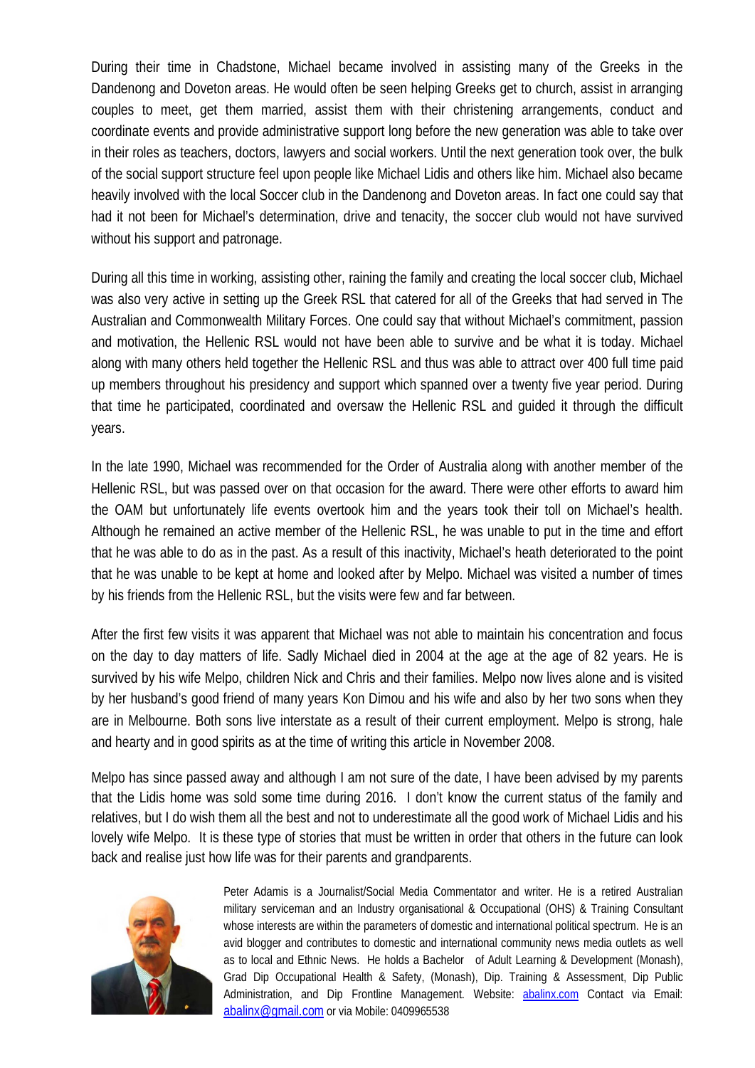During their time in Chadstone, Michael became involved in assisting many of the Greeks in the Dandenong and Doveton areas. He would often be seen helping Greeks get to church, assist in arranging couples to meet, get them married, assist them with their christening arrangements, conduct and coordinate events and provide administrative support long before the new generation was able to take over in their roles as teachers, doctors, lawyers and social workers. Until the next generation took over, the bulk of the social support structure feel upon people like Michael Lidis and others like him. Michael also became heavily involved with the local Soccer club in the Dandenong and Doveton areas. In fact one could say that had it not been for Michael's determination, drive and tenacity, the soccer club would not have survived without his support and patronage.

During all this time in working, assisting other, raining the family and creating the local soccer club, Michael was also very active in setting up the Greek RSL that catered for all of the Greeks that had served in The Australian and Commonwealth Military Forces. One could say that without Michael's commitment, passion and motivation, the Hellenic RSL would not have been able to survive and be what it is today. Michael along with many others held together the Hellenic RSL and thus was able to attract over 400 full time paid up members throughout his presidency and support which spanned over a twenty five year period. During that time he participated, coordinated and oversaw the Hellenic RSL and guided it through the difficult years.

In the late 1990, Michael was recommended for the Order of Australia along with another member of the Hellenic RSL, but was passed over on that occasion for the award. There were other efforts to award him the OAM but unfortunately life events overtook him and the years took their toll on Michael's health. Although he remained an active member of the Hellenic RSL, he was unable to put in the time and effort that he was able to do as in the past. As a result of this inactivity, Michael's heath deteriorated to the point that he was unable to be kept at home and looked after by Melpo. Michael was visited a number of times by his friends from the Hellenic RSL, but the visits were few and far between.

After the first few visits it was apparent that Michael was not able to maintain his concentration and focus on the day to day matters of life. Sadly Michael died in 2004 at the age at the age of 82 years. He is survived by his wife Melpo, children Nick and Chris and their families. Melpo now lives alone and is visited by her husband's good friend of many years Kon Dimou and his wife and also by her two sons when they are in Melbourne. Both sons live interstate as a result of their current employment. Melpo is strong, hale and hearty and in good spirits as at the time of writing this article in November 2008.

Melpo has since passed away and although I am not sure of the date, I have been advised by my parents that the Lidis home was sold some time during 2016. I don't know the current status of the family and relatives, but I do wish them all the best and not to underestimate all the good work of Michael Lidis and his lovely wife Melpo. It is these type of stories that must be written in order that others in the future can look back and realise just how life was for their parents and grandparents.

Peter Adamis is a Journalist/Social Media Commentator and writer. He is a retired Australian military serviceman and an Industry organisational & Occupational (OHS) & Training Consultant whose interests are within the parameters of domestic and international political spectrum. He is an avid blogger and contributes to domestic and international community news media outlets as well as to local and Ethnic News. He holds a Bachelor of Adult Learning & Development (Monash), Grad Dip Occupational Health & Safety, (Monash), Dip. Training & Assessment, Dip Public Administration, and Dip Frontline Management. Website: [abalinx.com](abalinx.com) Contact via Email: [abalinx@gmail.com](mailto:abalinx@gmail.com) or via Mobile: 0409965538